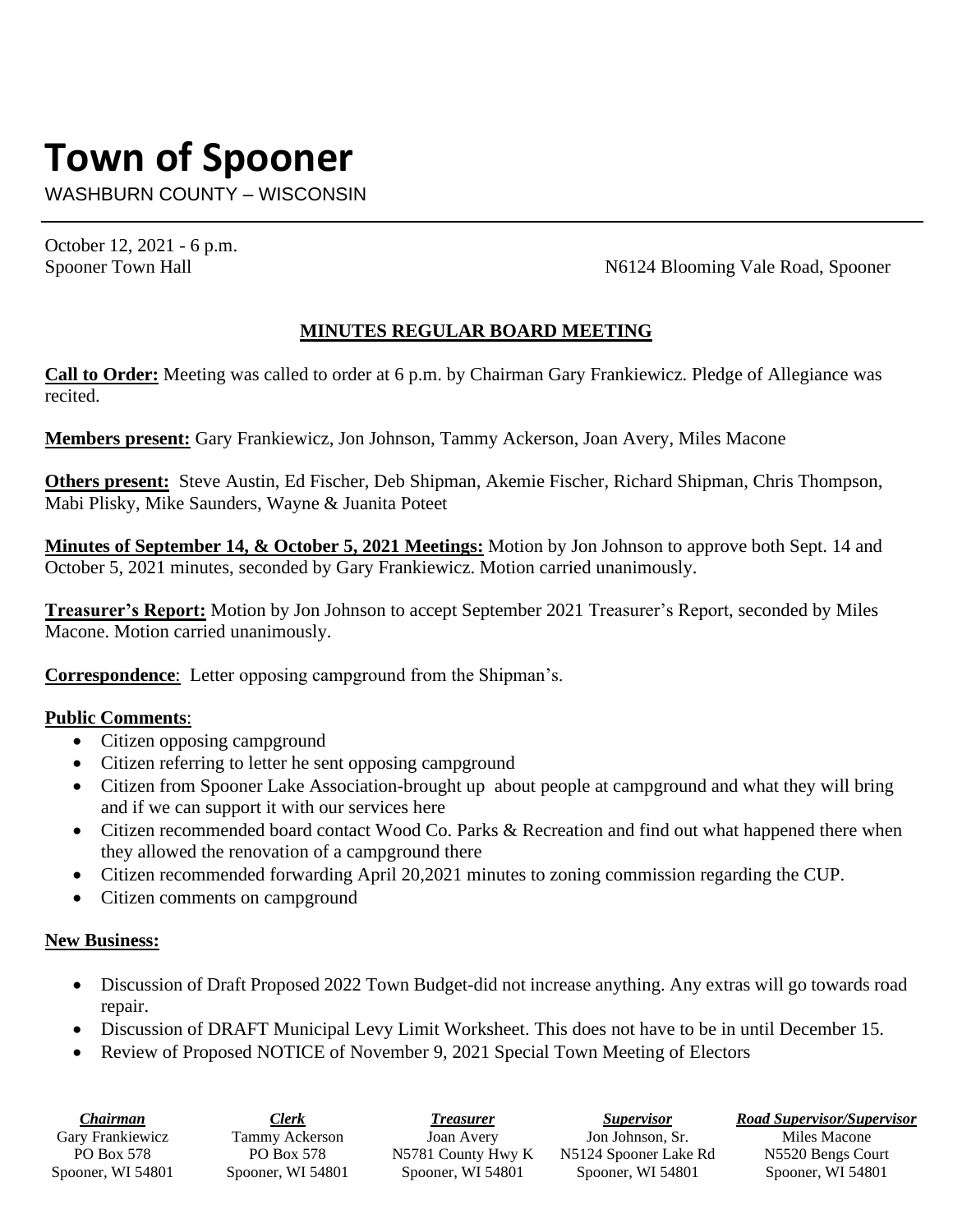# Town of Spooner

WASHBURN COUNTY – WISCONSIN

October 12, 2021 - 6 p.m.
Spooner Town Hall N6124 Blooming Vale Road, Spooner

## MINUTES REGULAR BOARD MEETING

**Call to Order:** Meeting was called to order at 6 p.m. by Chairman Gary Frankiewicz. Pledge of Allegiance was recited.

**Members present:** Gary Frankiewicz, Jon Johnson, Tammy Ackerson, Joan Avery, Miles Macone

**Others present:** Steve Austin, Ed Fischer, Deb Shipman, Akemie Fischer, Richard Shipman, Chris Thompson, Mabi Plisky, Mike Saunders, Wayne & Juanita Poteet

**Minutes of September 14, & October 5, 2021 Meetings:** Motion by Jon Johnson to approve both Sept. 14 and October 5, 2021 minutes, seconded by Gary Frankiewicz. Motion carried unanimously.

**Treasurer's Report:** Motion by Jon Johnson to accept September 2021 Treasurer's Report, seconded by Miles Macone. Motion carried unanimously.

**Correspondence**: Letter opposing campground from the Shipman's.

**Public Comments**:

- Citizen opposing campground
- Citizen referring to letter he sent opposing campground
- Citizen from Spooner Lake Association-brought up about people at campground and what they will bring and if we can support it with our services here
- Citizen recommended board contact Wood Co. Parks & Recreation and find out what happened there when they allowed the renovation of a campground there
- Citizen recommended forwarding April 20,2021 minutes to zoning commission regarding the CUP.
- Citizen comments on campground

**New Business:**

- Discussion of Draft Proposed 2022 Town Budget-did not increase anything. Any extras will go towards road repair.
- Discussion of DRAFT Municipal Levy Limit Worksheet. This does not have to be in until December 15.
- Review of Proposed NOTICE of November 9, 2021 Special Town Meeting of Electors

| *Chairman* | *Clerk* | *Treasurer* | *Supervisor* | *Road Supervisor/Supervisor* |
|---|---|---|---|---|
| Gary Frankiewicz | Tammy Ackerson | Joan Avery | Jon Johnson, Sr. | Miles Macone |
| PO Box 578 | PO Box 578 | N5781 County Hwy K | N5124 Spooner Lake Rd | N5520 Bengs Court |
| Spooner, WI 54801 | Spooner, WI 54801 | Spooner, WI 54801 | Spooner, WI 54801 | Spooner, WI 54801 |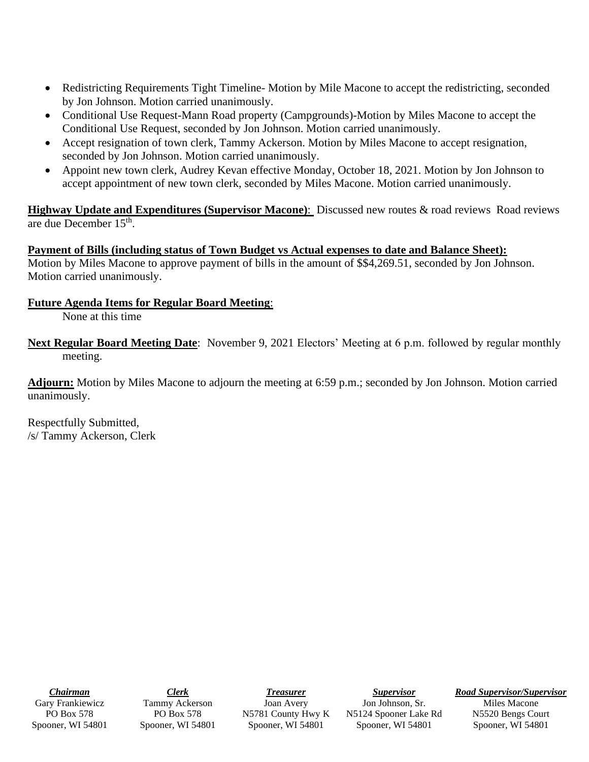- Redistricting Requirements Tight Timeline- Motion by Mile Macone to accept the redistricting, seconded by Jon Johnson. Motion carried unanimously.
- Conditional Use Request-Mann Road property (Campgrounds)-Motion by Miles Macone to accept the Conditional Use Request, seconded by Jon Johnson. Motion carried unanimously.
- Accept resignation of town clerk, Tammy Ackerson. Motion by Miles Macone to accept resignation, seconded by Jon Johnson. Motion carried unanimously.
- Appoint new town clerk, Audrey Kevan effective Monday, October 18, 2021. Motion by Jon Johnson to accept appointment of new town clerk, seconded by Miles Macone. Motion carried unanimously.

**Highway Update and Expenditures (Supervisor Macone)**: Discussed new routes & road reviews Road reviews are due December 15th.

**Payment of Bills (including status of Town Budget vs Actual expenses to date and Balance Sheet):**
Motion by Miles Macone to approve payment of bills in the amount of $$4,269.51, seconded by Jon Johnson. Motion carried unanimously.

**Future Agenda Items for Regular Board Meeting**:

None at this time

**Next Regular Board Meeting Date**: November 9, 2021 Electors' Meeting at 6 p.m. followed by regular monthly meeting.

**Adjourn:** Motion by Miles Macone to adjourn the meeting at 6:59 p.m.; seconded by Jon Johnson. Motion carried unanimously.

Respectfully Submitted,
/s/ Tammy Ackerson, Clerk

| ***Chairman*** | ***Clerk*** | ***Treasurer*** | ***Supervisor*** | ***Road Supervisor/Supervisor*** |
|---|---|---|---|---|
| Gary Frankiewicz | Tammy Ackerson | Joan Avery | Jon Johnson, Sr. | Miles Macone |
| PO Box 578 | PO Box 578 | N5781 County Hwy K | N5124 Spooner Lake Rd | N5520 Bengs Court |
| Spooner, WI 54801 | Spooner, WI 54801 | Spooner, WI 54801 | Spooner, WI 54801 | Spooner, WI 54801 |